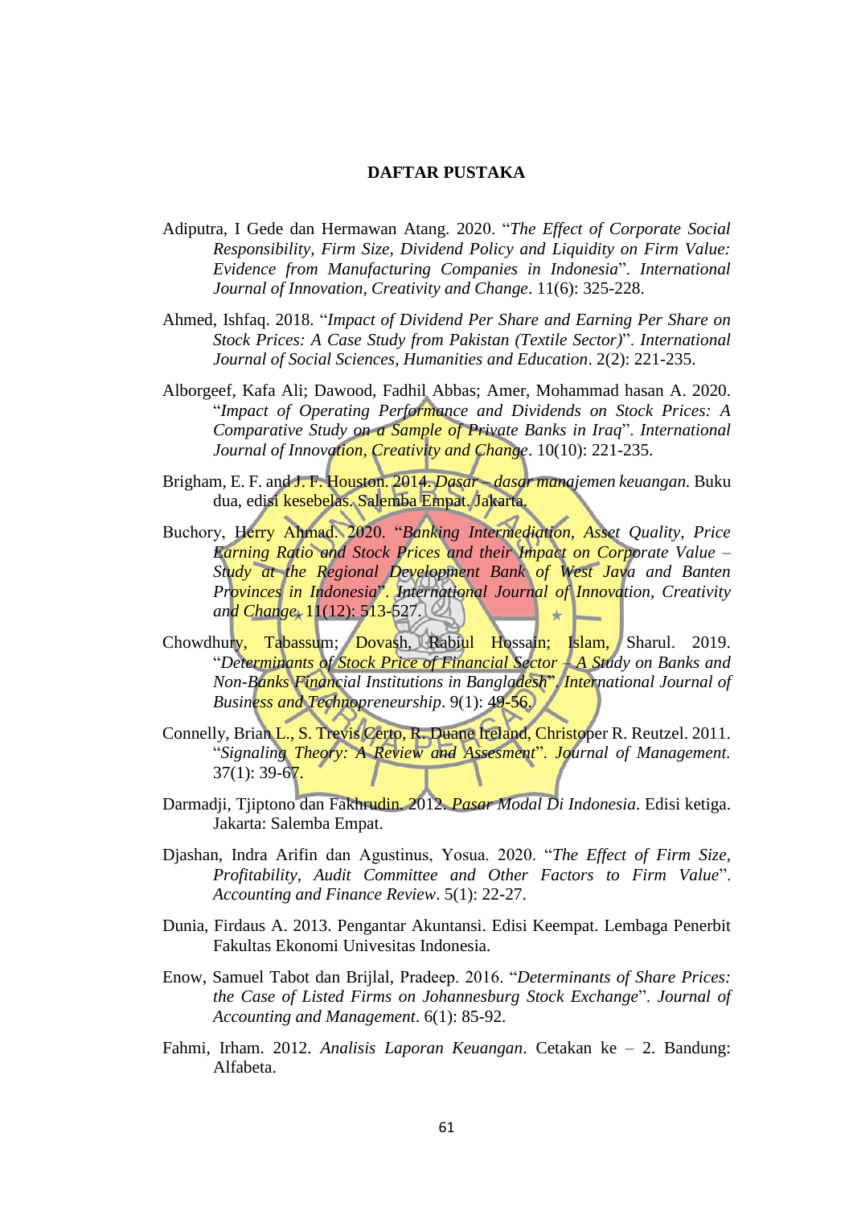# DAFTAR PUSTAKA

Adiputra, I Gede dan Hermawan Atang. 2020. "*The Effect of Corporate Social Responsibility, Firm Size, Dividend Policy and Liquidity on Firm Value: Evidence from Manufacturing Companies in Indonesia*". *International Journal of Innovation, Creativity and Change*. 11(6): 325-228.

Ahmed, Ishfaq. 2018. "*Impact of Dividend Per Share and Earning Per Share on Stock Prices: A Case Study from Pakistan (Textile Sector)*". *International Journal of Social Sciences, Humanities and Education*. 2(2): 221-235.

Alborgeef, Kafa Ali; Dawood, Fadhil Abbas; Amer, Mohammad hasan A. 2020. "*Impact of Operating Performance and Dividends on Stock Prices: A Comparative Study on a Sample of Private Banks in Iraq*". *International Journal of Innovation, Creativity and Change*. 10(10): 221-235.

Brigham, E. F. and J. F. Houston. 2014. *Dasar – dasar manajemen keuangan*. Buku dua, edisi kesebelas. Salemba Empat. Jakarta.

Buchory, Herry Ahmad. 2020. "*Banking Intermediation, Asset Quality, Price Earning Ratio and Stock Prices and their Impact on Corporate Value – Study at the Regional Development Bank of West Java and Banten Provinces in Indonesia*". *International Journal of Innovation, Creativity and Change*. 11(12): 513-527.

Chowdhury, Tabassum; Dovash, Rabiul Hossain; Islam, Sharul. 2019. "*Determinants of Stock Price of Financial Sector – A Study on Banks and Non-Banks Financial Institutions in Bangladesh*". *International Journal of Business and Technopreneurship*. 9(1): 49-56.

Connelly, Brian L., S. Trevis Certo, R. Duane Ireland, Christoper R. Reutzel. 2011. "*Signaling Theory: A Review and Assesment*". *Journal of Management*. 37(1): 39-67.

Darmadji, Tjiptono dan Fakhrudin. 2012. *Pasar Modal Di Indonesia*. Edisi ketiga. Jakarta: Salemba Empat.

Djashan, Indra Arifin dan Agustinus, Yosua. 2020. "*The Effect of Firm Size, Profitability, Audit Committee and Other Factors to Firm Value*". *Accounting and Finance Review*. 5(1): 22-27.

Dunia, Firdaus A. 2013. Pengantar Akuntansi. Edisi Keempat. Lembaga Penerbit Fakultas Ekonomi Univesitas Indonesia.

Enow, Samuel Tabot dan Brijlal, Pradeep. 2016. "*Determinants of Share Prices: the Case of Listed Firms on Johannesburg Stock Exchange*". *Journal of Accounting and Management*. 6(1): 85-92.

Fahmi, Irham. 2012. *Analisis Laporan Keuangan*. Cetakan ke – 2. Bandung: Alfabeta.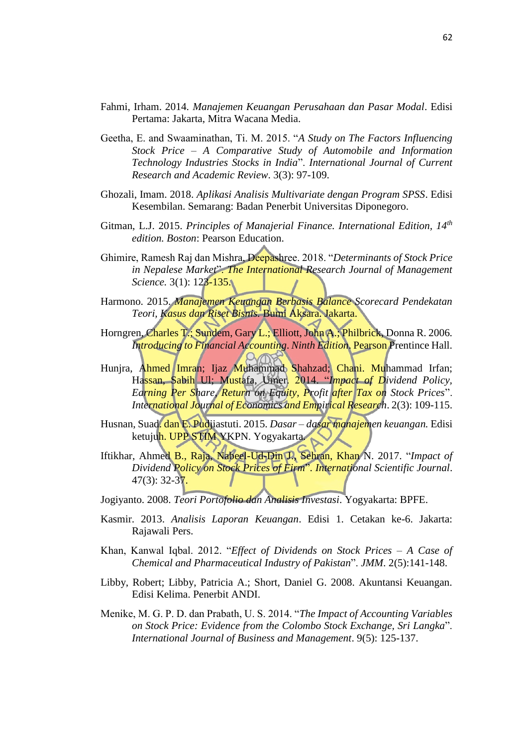Fahmi, Irham. 2014. *Manajemen Keuangan Perusahaan dan Pasar Modal*. Edisi Pertama: Jakarta, Mitra Wacana Media.

Geetha, E. and Swaaminathan, Ti. M. 2015. "*A Study on The Factors Influencing Stock Price – A Comparative Study of Automobile and Information Technology Industries Stocks in India*". *International Journal of Current Research and Academic Review*. 3(3): 97-109.

Ghozali, Imam. 2018. *Aplikasi Analisis Multivariate dengan Program SPSS*. Edisi Kesembilan. Semarang: Badan Penerbit Universitas Diponegoro.

Gitman, L.J. 2015. *Principles of Manajerial Finance. International Edition, 14th edition. Boston*: Pearson Education.

Ghimire, Ramesh Raj dan Mishra, Deepashree. 2018. "*Determinants of Stock Price in Nepalese Market*". *The International Research Journal of Management Science*. 3(1): 123-135.

Harmono. 2015. *Manajemen Keuangan Berbasis Balance Scorecard Pendekatan Teori, Kasus dan Riset Bisnis*. Bumi Aksara. Jakarta.

Horngren, Charles T.; Sundem, Gary L.; Elliott, John A.; Philbrick, Donna R. 2006. *Introducing to Financial Accounting. Ninth Edition*. Pearson Prentince Hall.

Hunjra, Ahmed Imran; Ijaz Muhammad Shahzad; Chani. Muhammad Irfan; Hassan, Sabih Ul; Mustafa, Umer. 2014. "*Impact of Dividend Policy, Earning Per Share, Return on Equity, Profit after Tax on Stock Prices*". *International Journal of Economics and Empirical Research*. 2(3): 109-115.

Husnan, Suad. dan E. Pudjiastuti. 2015. *Dasar – dasar manajemen keuangan.* Edisi ketujuh. UPP STIM YKPN. Yogyakarta.

Iftikhar, Ahmed B., Raja, Nabeel-Ud-Din J., Sehran, Khan N. 2017. "*Impact of Dividend Policy on Stock Prices of Firm*". *International Scientific Journal*. 47(3): 32-37.

Jogiyanto. 2008. *Teori Portofolio dan Analisis Investasi*. Yogyakarta: BPFE.

Kasmir. 2013. *Analisis Laporan Keuangan*. Edisi 1. Cetakan ke-6. Jakarta: Rajawali Pers.

Khan, Kanwal Iqbal. 2012. "*Effect of Dividends on Stock Prices – A Case of Chemical and Pharmaceutical Industry of Pakistan*". *JMM*. 2(5):141-148.

Libby, Robert; Libby, Patricia A.; Short, Daniel G. 2008. Akuntansi Keuangan. Edisi Kelima. Penerbit ANDI.

Menike, M. G. P. D. dan Prabath, U. S. 2014. "*The Impact of Accounting Variables on Stock Price: Evidence from the Colombo Stock Exchange, Sri Langka*". *International Journal of Business and Management*. 9(5): 125-137.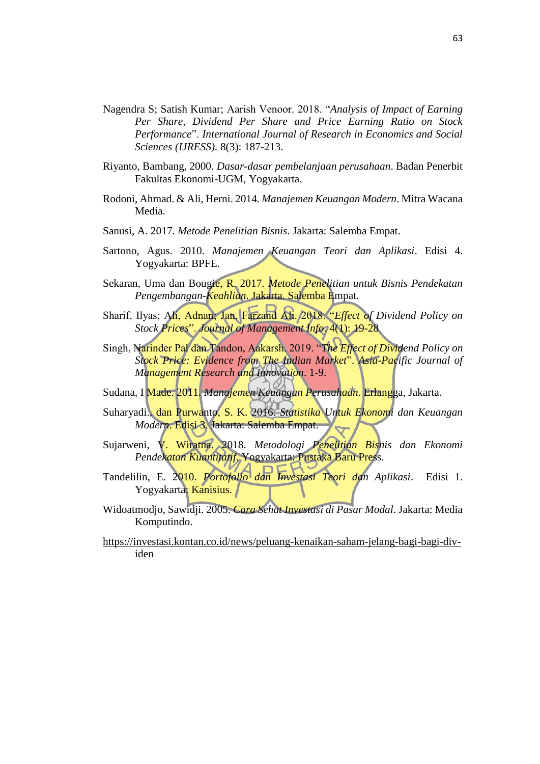Nagendra S; Satish Kumar; Aarish Venoor. 2018. "*Analysis of Impact of Earning Per Share, Dividend Per Share and Price Earning Ratio on Stock Performance*". *International Journal of Research in Economics and Social Sciences (IJRESS).* 8(3): 187-213.

Riyanto, Bambang, 2000. *Dasar-dasar pembelanjaan perusahaan*. Badan Penerbit Fakultas Ekonomi-UGM, Yogyakarta.

Rodoni, Ahmad. & Ali, Herni. 2014. *Manajemen Keuangan Modern*. Mitra Wacana Media.

Sanusi, A. 2017. *Metode Penelitian Bisnis*. Jakarta: Salemba Empat.

Sartono, Agus. 2010. *Manajemen Keuangan Teori dan Aplikasi*. Edisi 4. Yogyakarta: BPFE.

Sekaran, Uma dan Bougie, R. 2017. *Metode Penelitian untuk Bisnis Pendekatan Pengembangan-Keahlian*. Jakarta. Salemba Empat.

Sharif, Ilyas; Ali, Adnan; Jan, Farzand Ali. 2018. "*Effect of Dividend Policy on Stock Prices*". *Journal of Management Info*. 4(1): 19-28

Singh, Narinder Pal dan Tandon, Aakarsh. 2019. "*The Effect of Dividend Policy on Stock Price: Evidence from The Indian Market*". *Asia-Pacific Journal of Management Research and Innovation*. 1-9.

Sudana, I Made. 2011. *Manajemen Keuangan Perusahaan*. Erlangga, Jakarta.

Suharyadi., dan Purwanto, S. K. 2016. *Statistika Untuk Ekonomi dan Keuangan Modern*. Edisi 3. Jakarta: Salemba Empat.

Sujarweni, V. Wiratna. 2018. *Metodologi Penelitian Bisnis dan Ekonomi Pendekatan Kuantitatif*. Yogyakarta: Pustaka Baru Press.

Tandelilin, E. 2010. *Portofolio dan Investasi Teori dan Aplikasi*. Edisi 1. Yogyakarta: Kanisius.

Widoatmodjo, Sawidji. 2005. *Cara Sehat Investasi di Pasar Modal*. Jakarta: Media Komputindo.

https://investasi.kontan.co.id/news/peluang-kenaikan-saham-jelang-bagi-bagi-dividen